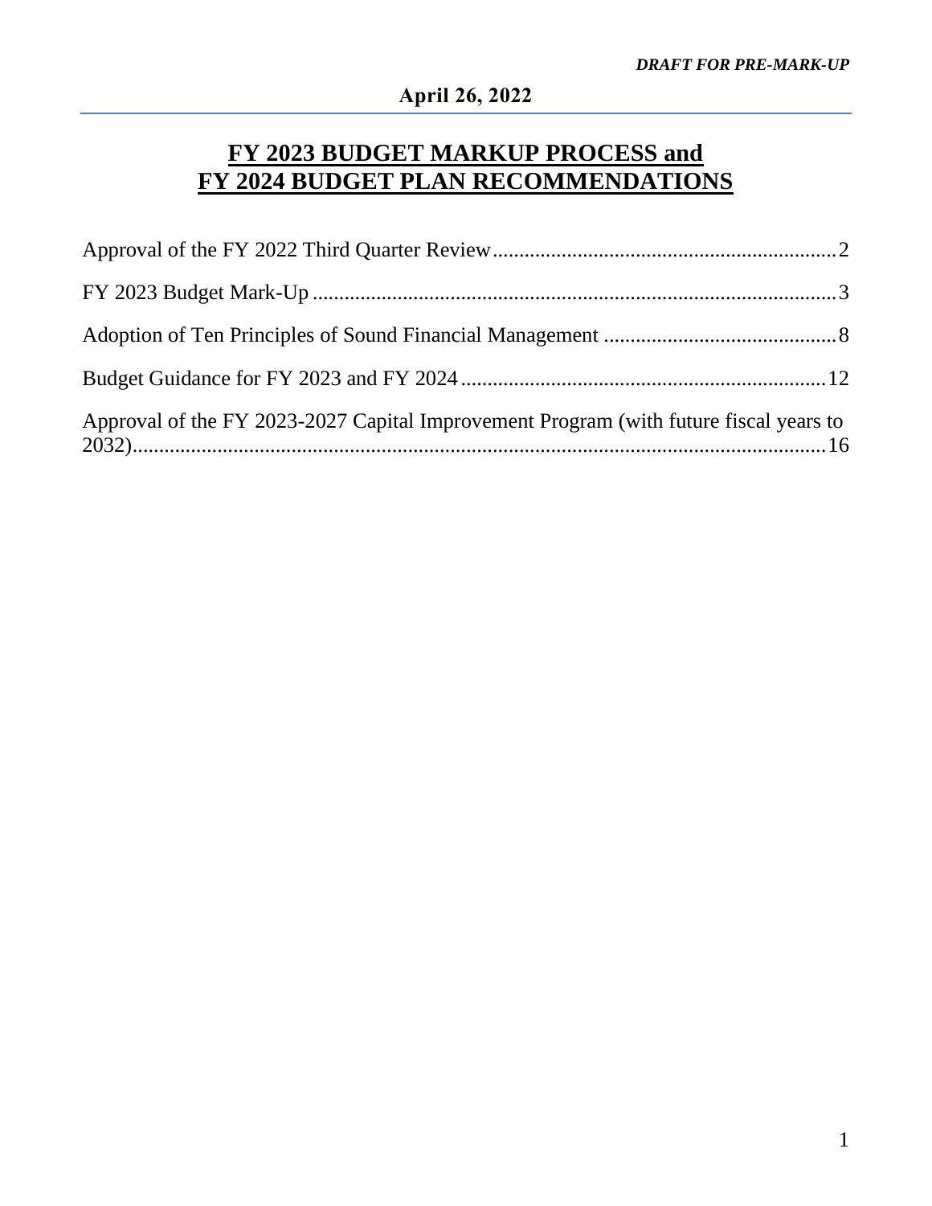*DRAFT FOR PRE-MARK-UP*

**April 26, 2022**

# FY 2023 BUDGET MARKUP PROCESS and FY 2024 BUDGET PLAN RECOMMENDATIONS

Approval of the FY 2022 Third Quarter Review ........ 2

FY 2023 Budget Mark-Up ........ 3

Adoption of Ten Principles of Sound Financial Management ........ 8

Budget Guidance for FY 2023 and FY 2024 ........ 12

Approval of the FY 2023-2027 Capital Improvement Program (with future fiscal years to 2032) ........ 16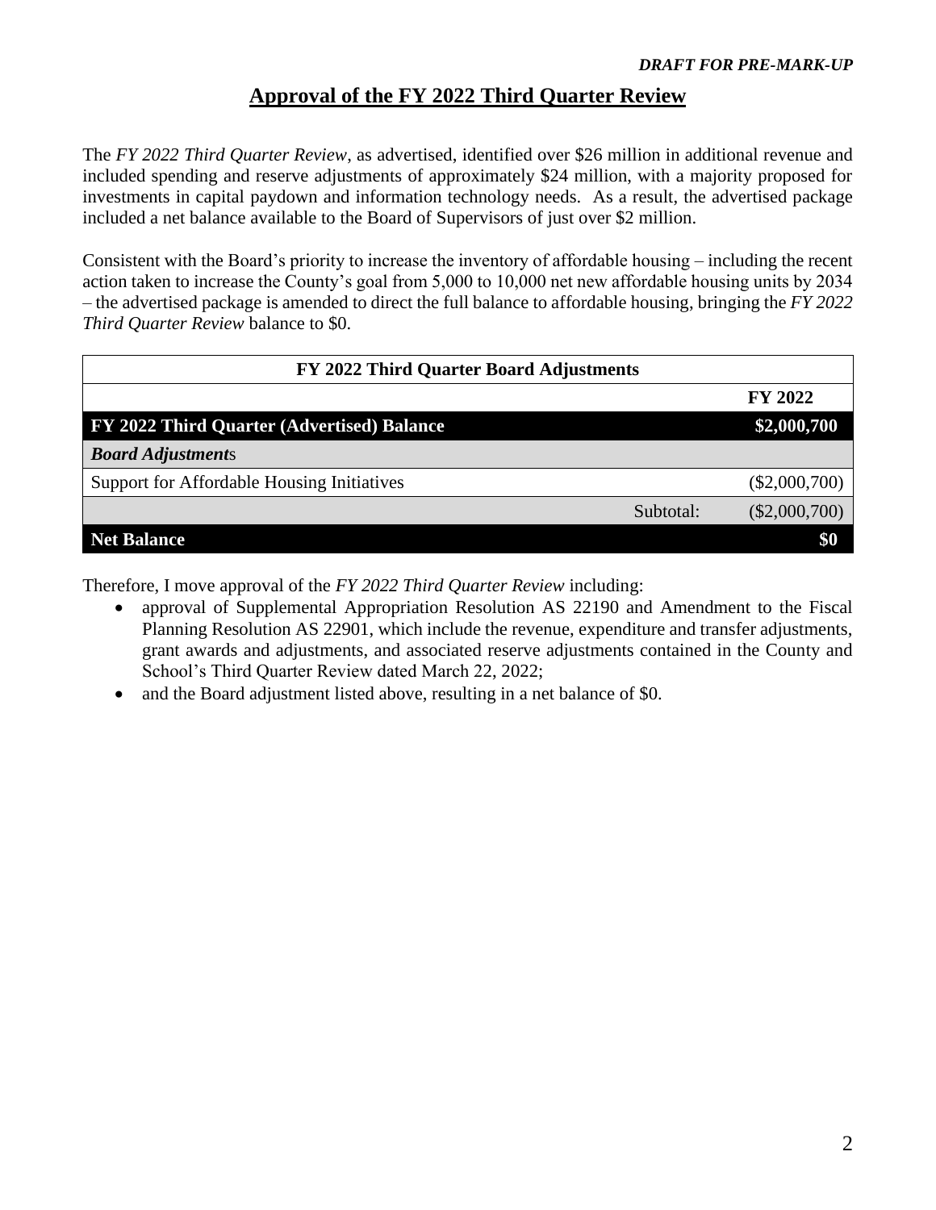*DRAFT FOR PRE-MARK-UP*

## Approval of the FY 2022 Third Quarter Review

The *FY 2022 Third Quarter Review*, as advertised, identified over $26 million in additional revenue and included spending and reserve adjustments of approximately $24 million, with a majority proposed for investments in capital paydown and information technology needs. As a result, the advertised package included a net balance available to the Board of Supervisors of just over $2 million.

Consistent with the Board's priority to increase the inventory of affordable housing – including the recent action taken to increase the County's goal from 5,000 to 10,000 net new affordable housing units by 2034 – the advertised package is amended to direct the full balance to affordable housing, bringing the *FY 2022 Third Quarter Review* balance to $0.

| FY 2022 Third Quarter Board Adjustments | | |
|---|---|---|
| | | **FY 2022** |
| **FY 2022 Third Quarter (Advertised) Balance** | | **$2,000,700** |
| ***Board Adjustments*** | | |
| Support for Affordable Housing Initiatives | | ($2,000,700) |
| | Subtotal: | ($2,000,700) |
| **Net Balance** | | **$0** |

Therefore, I move approval of the *FY 2022 Third Quarter Review* including:

- approval of Supplemental Appropriation Resolution AS 22190 and Amendment to the Fiscal Planning Resolution AS 22901, which include the revenue, expenditure and transfer adjustments, grant awards and adjustments, and associated reserve adjustments contained in the County and School's Third Quarter Review dated March 22, 2022;
- and the Board adjustment listed above, resulting in a net balance of $0.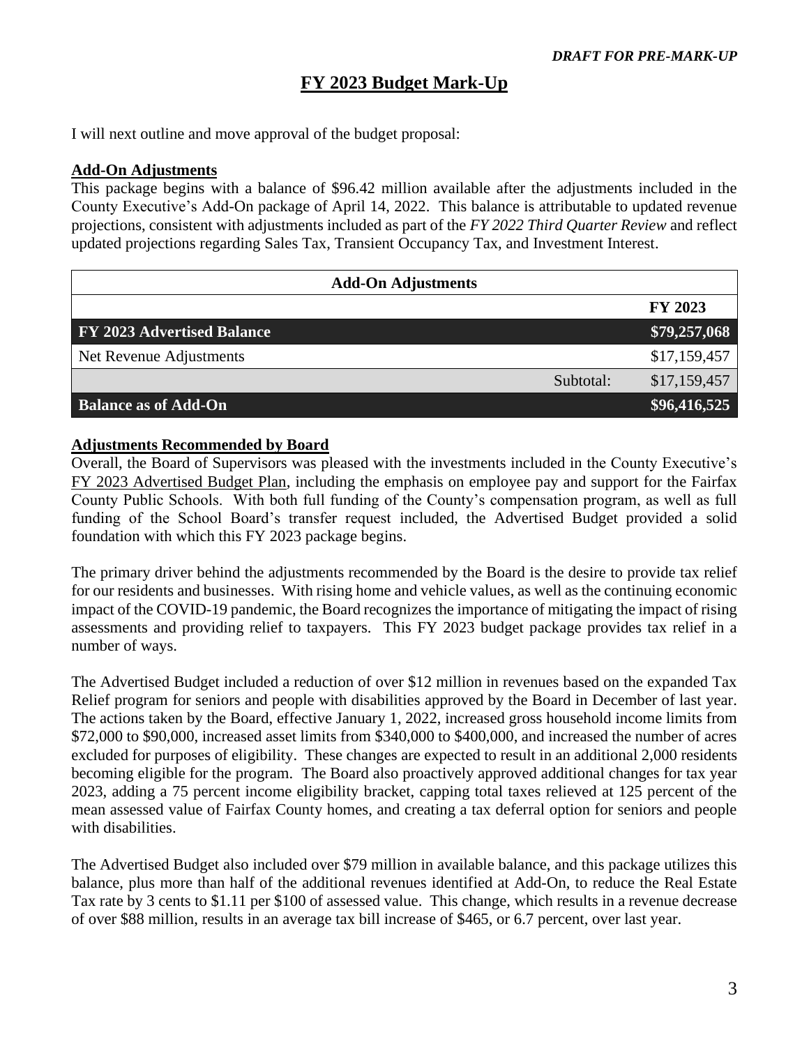*DRAFT FOR PRE-MARK-UP*

# FY 2023 Budget Mark-Up

I will next outline and move approval of the budget proposal:

**Add-On Adjustments**

This package begins with a balance of $96.42 million available after the adjustments included in the County Executive's Add-On package of April 14, 2022. This balance is attributable to updated revenue projections, consistent with adjustments included as part of the *FY 2022 Third Quarter Review* and reflect updated projections regarding Sales Tax, Transient Occupancy Tax, and Investment Interest.

| Add-On Adjustments | | |
|---|---|---|
| | | **FY 2023** |
| **FY 2023 Advertised Balance** | | **$79,257,068** |
| Net Revenue Adjustments | | $17,159,457 |
| | Subtotal: | $17,159,457 |
| **Balance as of Add-On** | | **$96,416,525** |

**Adjustments Recommended by Board**

Overall, the Board of Supervisors was pleased with the investments included in the County Executive's FY 2023 Advertised Budget Plan, including the emphasis on employee pay and support for the Fairfax County Public Schools. With both full funding of the County's compensation program, as well as full funding of the School Board's transfer request included, the Advertised Budget provided a solid foundation with which this FY 2023 package begins.

The primary driver behind the adjustments recommended by the Board is the desire to provide tax relief for our residents and businesses. With rising home and vehicle values, as well as the continuing economic impact of the COVID-19 pandemic, the Board recognizes the importance of mitigating the impact of rising assessments and providing relief to taxpayers. This FY 2023 budget package provides tax relief in a number of ways.

The Advertised Budget included a reduction of over $12 million in revenues based on the expanded Tax Relief program for seniors and people with disabilities approved by the Board in December of last year. The actions taken by the Board, effective January 1, 2022, increased gross household income limits from $72,000 to $90,000, increased asset limits from $340,000 to $400,000, and increased the number of acres excluded for purposes of eligibility. These changes are expected to result in an additional 2,000 residents becoming eligible for the program. The Board also proactively approved additional changes for tax year 2023, adding a 75 percent income eligibility bracket, capping total taxes relieved at 125 percent of the mean assessed value of Fairfax County homes, and creating a tax deferral option for seniors and people with disabilities.

The Advertised Budget also included over $79 million in available balance, and this package utilizes this balance, plus more than half of the additional revenues identified at Add-On, to reduce the Real Estate Tax rate by 3 cents to $1.11 per $100 of assessed value. This change, which results in a revenue decrease of over $88 million, results in an average tax bill increase of $465, or 6.7 percent, over last year.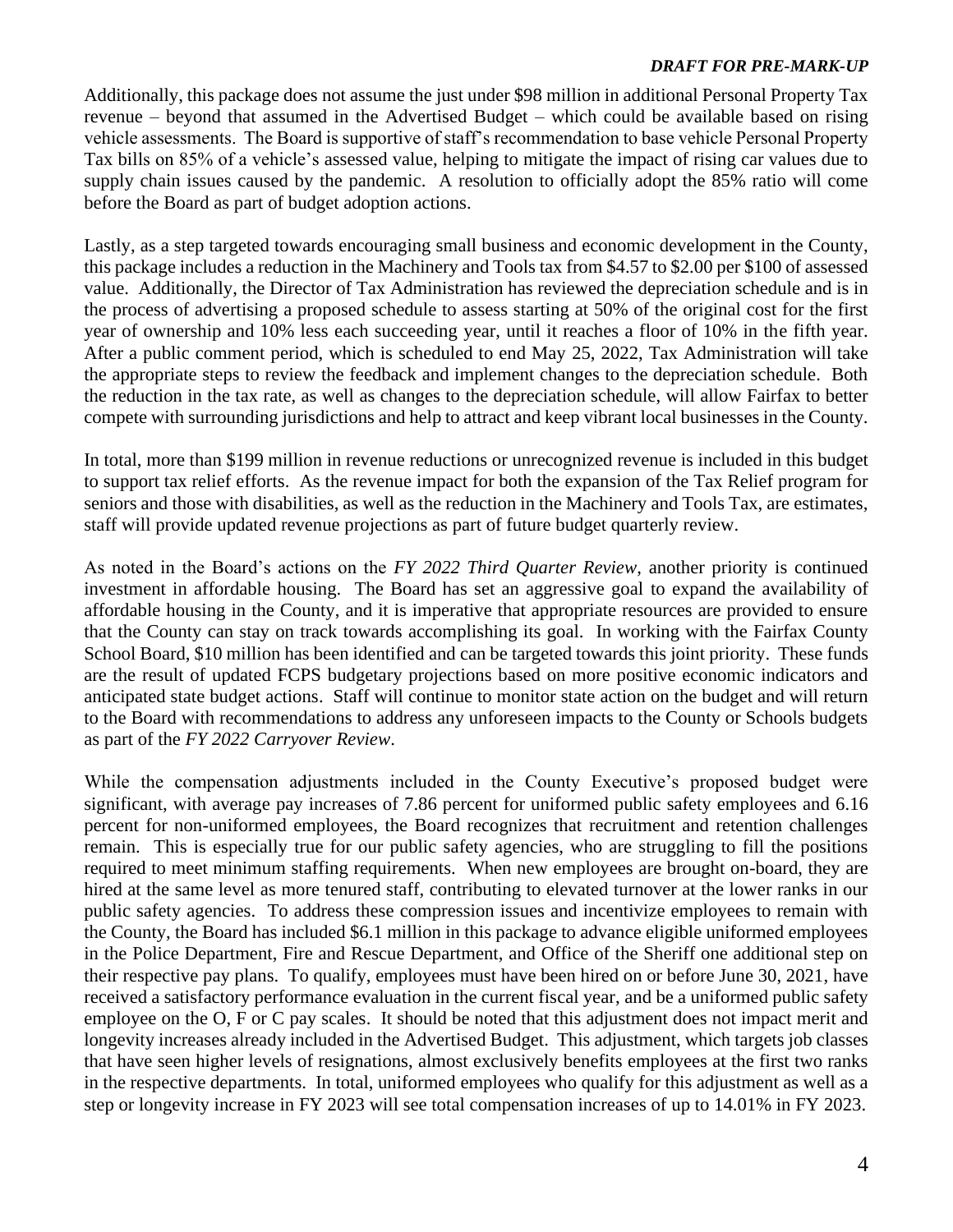Additionally, this package does not assume the just under $98 million in additional Personal Property Tax revenue – beyond that assumed in the Advertised Budget – which could be available based on rising vehicle assessments. The Board is supportive of staff's recommendation to base vehicle Personal Property Tax bills on 85% of a vehicle's assessed value, helping to mitigate the impact of rising car values due to supply chain issues caused by the pandemic. A resolution to officially adopt the 85% ratio will come before the Board as part of budget adoption actions.

Lastly, as a step targeted towards encouraging small business and economic development in the County, this package includes a reduction in the Machinery and Tools tax from $4.57 to $2.00 per $100 of assessed value. Additionally, the Director of Tax Administration has reviewed the depreciation schedule and is in the process of advertising a proposed schedule to assess starting at 50% of the original cost for the first year of ownership and 10% less each succeeding year, until it reaches a floor of 10% in the fifth year. After a public comment period, which is scheduled to end May 25, 2022, Tax Administration will take the appropriate steps to review the feedback and implement changes to the depreciation schedule. Both the reduction in the tax rate, as well as changes to the depreciation schedule, will allow Fairfax to better compete with surrounding jurisdictions and help to attract and keep vibrant local businesses in the County.

In total, more than $199 million in revenue reductions or unrecognized revenue is included in this budget to support tax relief efforts. As the revenue impact for both the expansion of the Tax Relief program for seniors and those with disabilities, as well as the reduction in the Machinery and Tools Tax, are estimates, staff will provide updated revenue projections as part of future budget quarterly review.

As noted in the Board's actions on the *FY 2022 Third Quarter Review*, another priority is continued investment in affordable housing. The Board has set an aggressive goal to expand the availability of affordable housing in the County, and it is imperative that appropriate resources are provided to ensure that the County can stay on track towards accomplishing its goal. In working with the Fairfax County School Board, $10 million has been identified and can be targeted towards this joint priority. These funds are the result of updated FCPS budgetary projections based on more positive economic indicators and anticipated state budget actions. Staff will continue to monitor state action on the budget and will return to the Board with recommendations to address any unforeseen impacts to the County or Schools budgets as part of the *FY 2022 Carryover Review*.

While the compensation adjustments included in the County Executive's proposed budget were significant, with average pay increases of 7.86 percent for uniformed public safety employees and 6.16 percent for non-uniformed employees, the Board recognizes that recruitment and retention challenges remain. This is especially true for our public safety agencies, who are struggling to fill the positions required to meet minimum staffing requirements. When new employees are brought on-board, they are hired at the same level as more tenured staff, contributing to elevated turnover at the lower ranks in our public safety agencies. To address these compression issues and incentivize employees to remain with the County, the Board has included $6.1 million in this package to advance eligible uniformed employees in the Police Department, Fire and Rescue Department, and Office of the Sheriff one additional step on their respective pay plans. To qualify, employees must have been hired on or before June 30, 2021, have received a satisfactory performance evaluation in the current fiscal year, and be a uniformed public safety employee on the O, F or C pay scales. It should be noted that this adjustment does not impact merit and longevity increases already included in the Advertised Budget. This adjustment, which targets job classes that have seen higher levels of resignations, almost exclusively benefits employees at the first two ranks in the respective departments. In total, uniformed employees who qualify for this adjustment as well as a step or longevity increase in FY 2023 will see total compensation increases of up to 14.01% in FY 2023.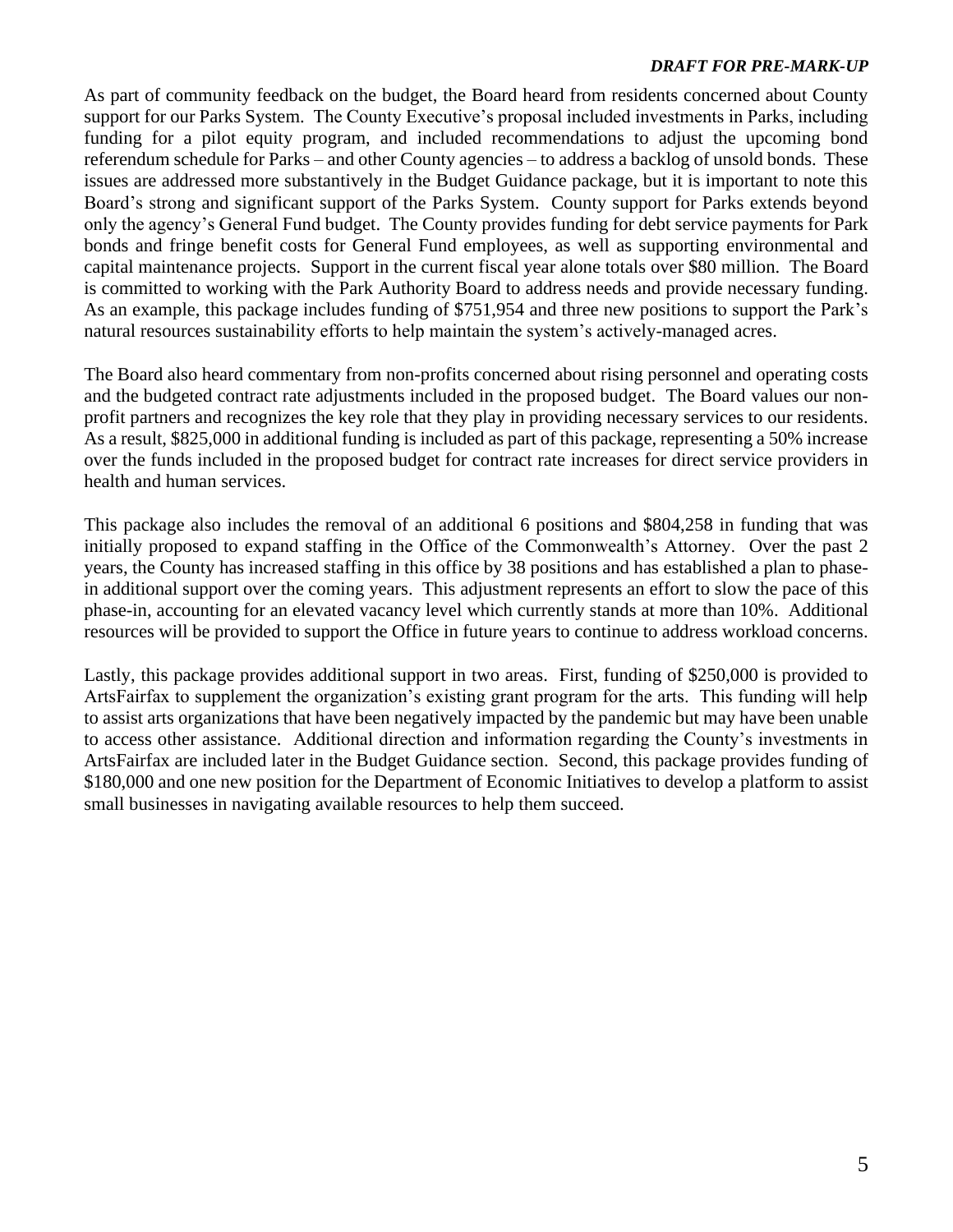As part of community feedback on the budget, the Board heard from residents concerned about County support for our Parks System. The County Executive's proposal included investments in Parks, including funding for a pilot equity program, and included recommendations to adjust the upcoming bond referendum schedule for Parks – and other County agencies – to address a backlog of unsold bonds. These issues are addressed more substantively in the Budget Guidance package, but it is important to note this Board's strong and significant support of the Parks System. County support for Parks extends beyond only the agency's General Fund budget. The County provides funding for debt service payments for Park bonds and fringe benefit costs for General Fund employees, as well as supporting environmental and capital maintenance projects. Support in the current fiscal year alone totals over $80 million. The Board is committed to working with the Park Authority Board to address needs and provide necessary funding. As an example, this package includes funding of $751,954 and three new positions to support the Park's natural resources sustainability efforts to help maintain the system's actively-managed acres.

The Board also heard commentary from non-profits concerned about rising personnel and operating costs and the budgeted contract rate adjustments included in the proposed budget. The Board values our non-profit partners and recognizes the key role that they play in providing necessary services to our residents. As a result, $825,000 in additional funding is included as part of this package, representing a 50% increase over the funds included in the proposed budget for contract rate increases for direct service providers in health and human services.

This package also includes the removal of an additional 6 positions and $804,258 in funding that was initially proposed to expand staffing in the Office of the Commonwealth's Attorney. Over the past 2 years, the County has increased staffing in this office by 38 positions and has established a plan to phase-in additional support over the coming years. This adjustment represents an effort to slow the pace of this phase-in, accounting for an elevated vacancy level which currently stands at more than 10%. Additional resources will be provided to support the Office in future years to continue to address workload concerns.

Lastly, this package provides additional support in two areas. First, funding of $250,000 is provided to ArtsFairfax to supplement the organization's existing grant program for the arts. This funding will help to assist arts organizations that have been negatively impacted by the pandemic but may have been unable to access other assistance. Additional direction and information regarding the County's investments in ArtsFairfax are included later in the Budget Guidance section. Second, this package provides funding of $180,000 and one new position for the Department of Economic Initiatives to develop a platform to assist small businesses in navigating available resources to help them succeed.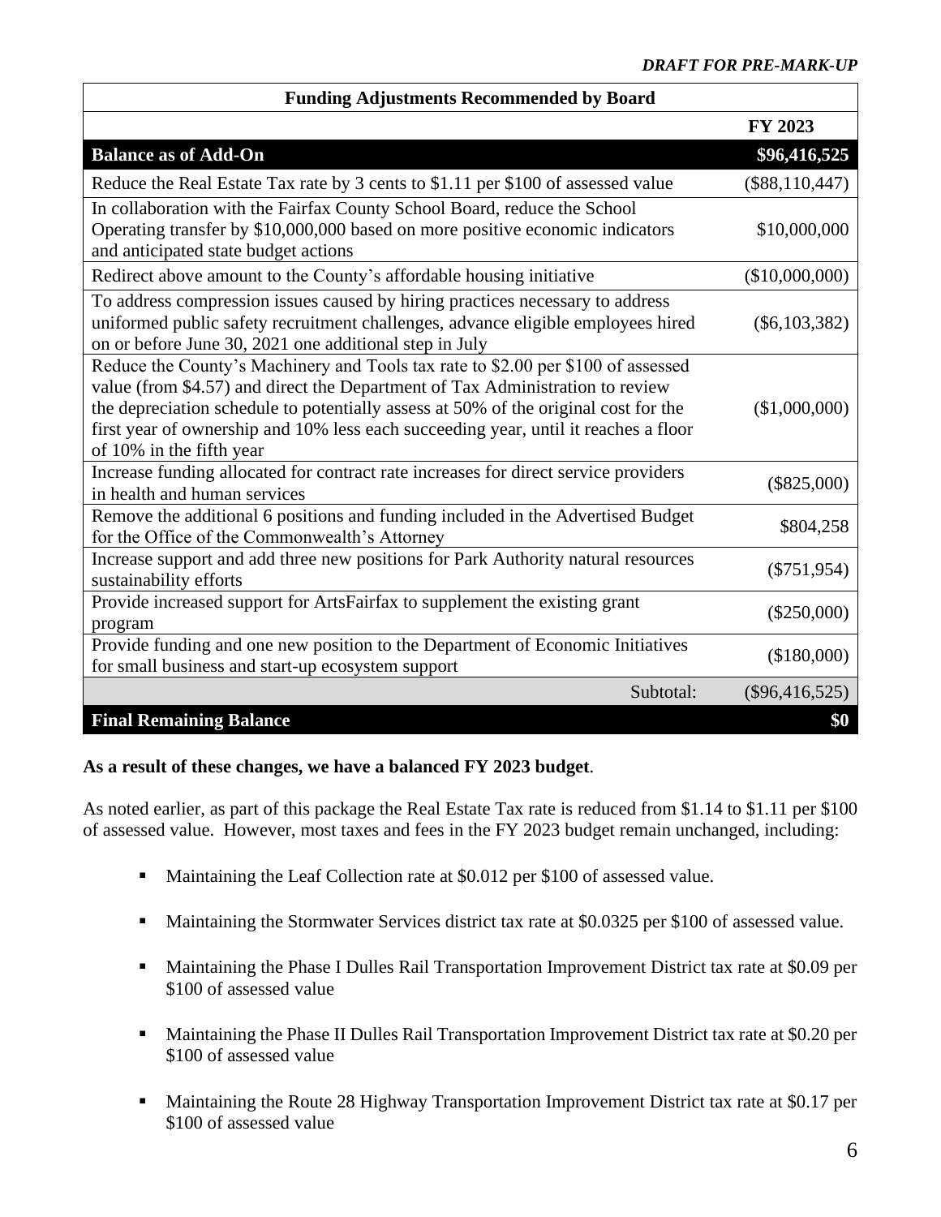*DRAFT FOR PRE-MARK-UP*

| Funding Adjustments Recommended by Board | |
|---|---|
| | **FY 2023** |
| **Balance as of Add-On** | **$96,416,525** |
| Reduce the Real Estate Tax rate by 3 cents to $1.11 per $100 of assessed value | ($88,110,447) |
| In collaboration with the Fairfax County School Board, reduce the School Operating transfer by $10,000,000 based on more positive economic indicators and anticipated state budget actions | $10,000,000 |
| Redirect above amount to the County's affordable housing initiative | ($10,000,000) |
| To address compression issues caused by hiring practices necessary to address uniformed public safety recruitment challenges, advance eligible employees hired on or before June 30, 2021 one additional step in July | ($6,103,382) |
| Reduce the County's Machinery and Tools tax rate to $2.00 per $100 of assessed value (from $4.57) and direct the Department of Tax Administration to review the depreciation schedule to potentially assess at 50% of the original cost for the first year of ownership and 10% less each succeeding year, until it reaches a floor of 10% in the fifth year | ($1,000,000) |
| Increase funding allocated for contract rate increases for direct service providers in health and human services | ($825,000) |
| Remove the additional 6 positions and funding included in the Advertised Budget for the Office of the Commonwealth's Attorney | $804,258 |
| Increase support and add three new positions for Park Authority natural resources sustainability efforts | ($751,954) |
| Provide increased support for ArtsFairfax to supplement the existing grant program | ($250,000) |
| Provide funding and one new position to the Department of Economic Initiatives for small business and start-up ecosystem support | ($180,000) |
| Subtotal: | ($96,416,525) |
| **Final Remaining Balance** | **$0** |

**As a result of these changes, we have a balanced FY 2023 budget**.

As noted earlier, as part of this package the Real Estate Tax rate is reduced from $1.14 to $1.11 per $100 of assessed value. However, most taxes and fees in the FY 2023 budget remain unchanged, including:

- Maintaining the Leaf Collection rate at $0.012 per $100 of assessed value.
- Maintaining the Stormwater Services district tax rate at $0.0325 per $100 of assessed value.
- Maintaining the Phase I Dulles Rail Transportation Improvement District tax rate at $0.09 per $100 of assessed value
- Maintaining the Phase II Dulles Rail Transportation Improvement District tax rate at $0.20 per $100 of assessed value
- Maintaining the Route 28 Highway Transportation Improvement District tax rate at $0.17 per $100 of assessed value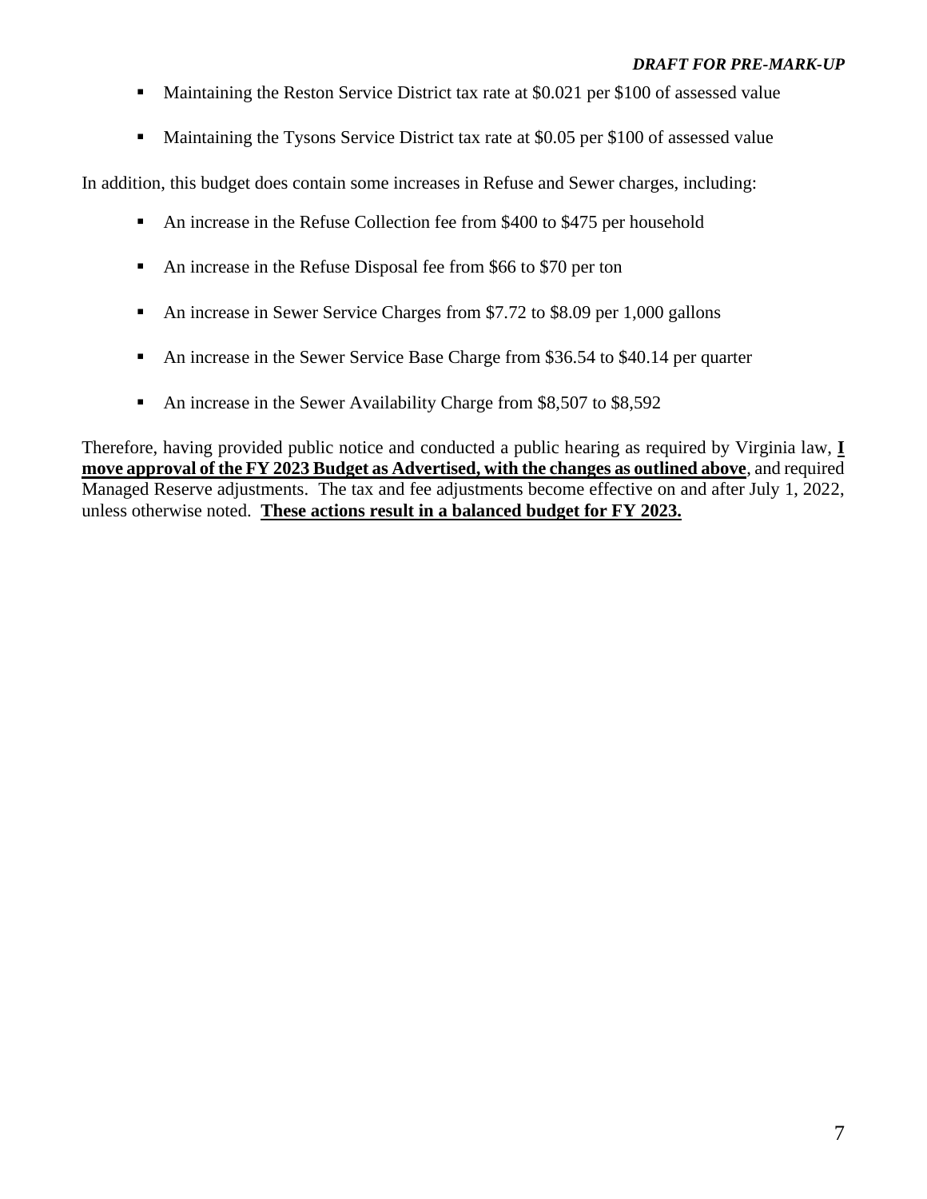- Maintaining the Reston Service District tax rate at $0.021 per $100 of assessed value
- Maintaining the Tysons Service District tax rate at $0.05 per $100 of assessed value

In addition, this budget does contain some increases in Refuse and Sewer charges, including:

- An increase in the Refuse Collection fee from $400 to $475 per household
- An increase in the Refuse Disposal fee from $66 to $70 per ton
- An increase in Sewer Service Charges from $7.72 to $8.09 per 1,000 gallons
- An increase in the Sewer Service Base Charge from $36.54 to $40.14 per quarter
- An increase in the Sewer Availability Charge from $8,507 to $8,592

Therefore, having provided public notice and conducted a public hearing as required by Virginia law, **I move approval of the FY 2023 Budget as Advertised, with the changes as outlined above**, and required Managed Reserve adjustments. The tax and fee adjustments become effective on and after July 1, 2022, unless otherwise noted. **These actions result in a balanced budget for FY 2023.**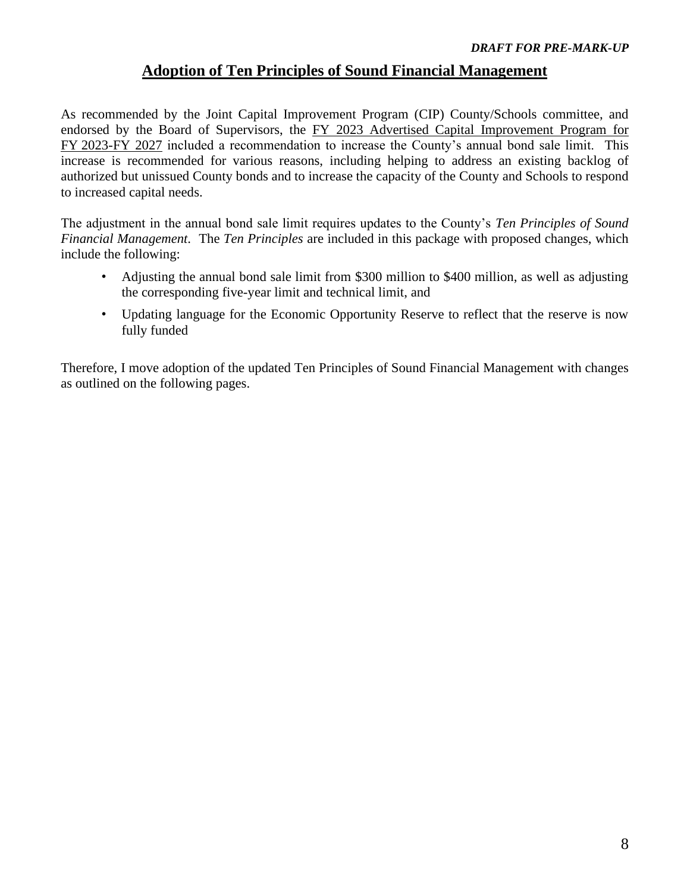*DRAFT FOR PRE-MARK-UP*

# Adoption of Ten Principles of Sound Financial Management

As recommended by the Joint Capital Improvement Program (CIP) County/Schools committee, and endorsed by the Board of Supervisors, the FY 2023 Advertised Capital Improvement Program for FY 2023-FY 2027 included a recommendation to increase the County's annual bond sale limit. This increase is recommended for various reasons, including helping to address an existing backlog of authorized but unissued County bonds and to increase the capacity of the County and Schools to respond to increased capital needs.

The adjustment in the annual bond sale limit requires updates to the County's *Ten Principles of Sound Financial Management*. The *Ten Principles* are included in this package with proposed changes, which include the following:

- Adjusting the annual bond sale limit from $300 million to $400 million, as well as adjusting the corresponding five-year limit and technical limit, and
- Updating language for the Economic Opportunity Reserve to reflect that the reserve is now fully funded

Therefore, I move adoption of the updated Ten Principles of Sound Financial Management with changes as outlined on the following pages.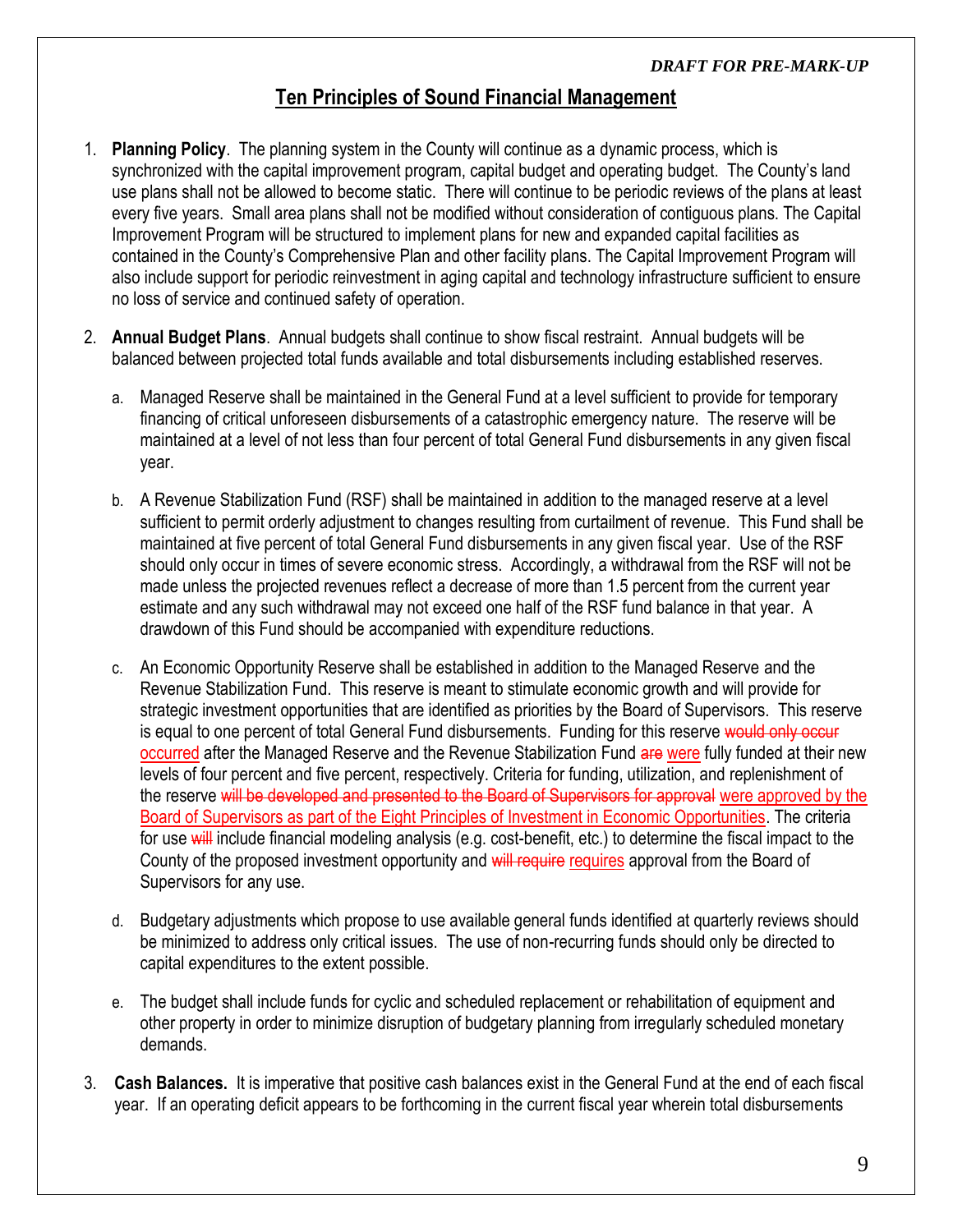# Ten Principles of Sound Financial Management

1. **Planning Policy**. The planning system in the County will continue as a dynamic process, which is synchronized with the capital improvement program, capital budget and operating budget. The County's land use plans shall not be allowed to become static. There will continue to be periodic reviews of the plans at least every five years. Small area plans shall not be modified without consideration of contiguous plans. The Capital Improvement Program will be structured to implement plans for new and expanded capital facilities as contained in the County's Comprehensive Plan and other facility plans. The Capital Improvement Program will also include support for periodic reinvestment in aging capital and technology infrastructure sufficient to ensure no loss of service and continued safety of operation.

2. **Annual Budget Plans**. Annual budgets shall continue to show fiscal restraint. Annual budgets will be balanced between projected total funds available and total disbursements including established reserves.

   a. Managed Reserve shall be maintained in the General Fund at a level sufficient to provide for temporary financing of critical unforeseen disbursements of a catastrophic emergency nature. The reserve will be maintained at a level of not less than four percent of total General Fund disbursements in any given fiscal year.

   b. A Revenue Stabilization Fund (RSF) shall be maintained in addition to the managed reserve at a level sufficient to permit orderly adjustment to changes resulting from curtailment of revenue. This Fund shall be maintained at five percent of total General Fund disbursements in any given fiscal year. Use of the RSF should only occur in times of severe economic stress. Accordingly, a withdrawal from the RSF will not be made unless the projected revenues reflect a decrease of more than 1.5 percent from the current year estimate and any such withdrawal may not exceed one half of the RSF fund balance in that year. A drawdown of this Fund should be accompanied with expenditure reductions.

   c. An Economic Opportunity Reserve shall be established in addition to the Managed Reserve and the Revenue Stabilization Fund. This reserve is meant to stimulate economic growth and will provide for strategic investment opportunities that are identified as priorities by the Board of Supervisors. This reserve is equal to one percent of total General Fund disbursements. Funding for this reserve ~~would only occur~~ <u>occurred</u> after the Managed Reserve and the Revenue Stabilization Fund ~~are~~ <u>were</u> fully funded at their new levels of four percent and five percent, respectively. Criteria for funding, utilization, and replenishment of the reserve ~~will be developed and presented to the Board of Supervisors for approval~~ <u>were approved by the Board of Supervisors as part of the Eight Principles of Investment in Economic Opportunities</u>. The criteria for use ~~will~~ include financial modeling analysis (e.g. cost-benefit, etc.) to determine the fiscal impact to the County of the proposed investment opportunity and ~~will require~~ <u>requires</u> approval from the Board of Supervisors for any use.

   d. Budgetary adjustments which propose to use available general funds identified at quarterly reviews should be minimized to address only critical issues. The use of non-recurring funds should only be directed to capital expenditures to the extent possible.

   e. The budget shall include funds for cyclic and scheduled replacement or rehabilitation of equipment and other property in order to minimize disruption of budgetary planning from irregularly scheduled monetary demands.

3. **Cash Balances.** It is imperative that positive cash balances exist in the General Fund at the end of each fiscal year. If an operating deficit appears to be forthcoming in the current fiscal year wherein total disbursements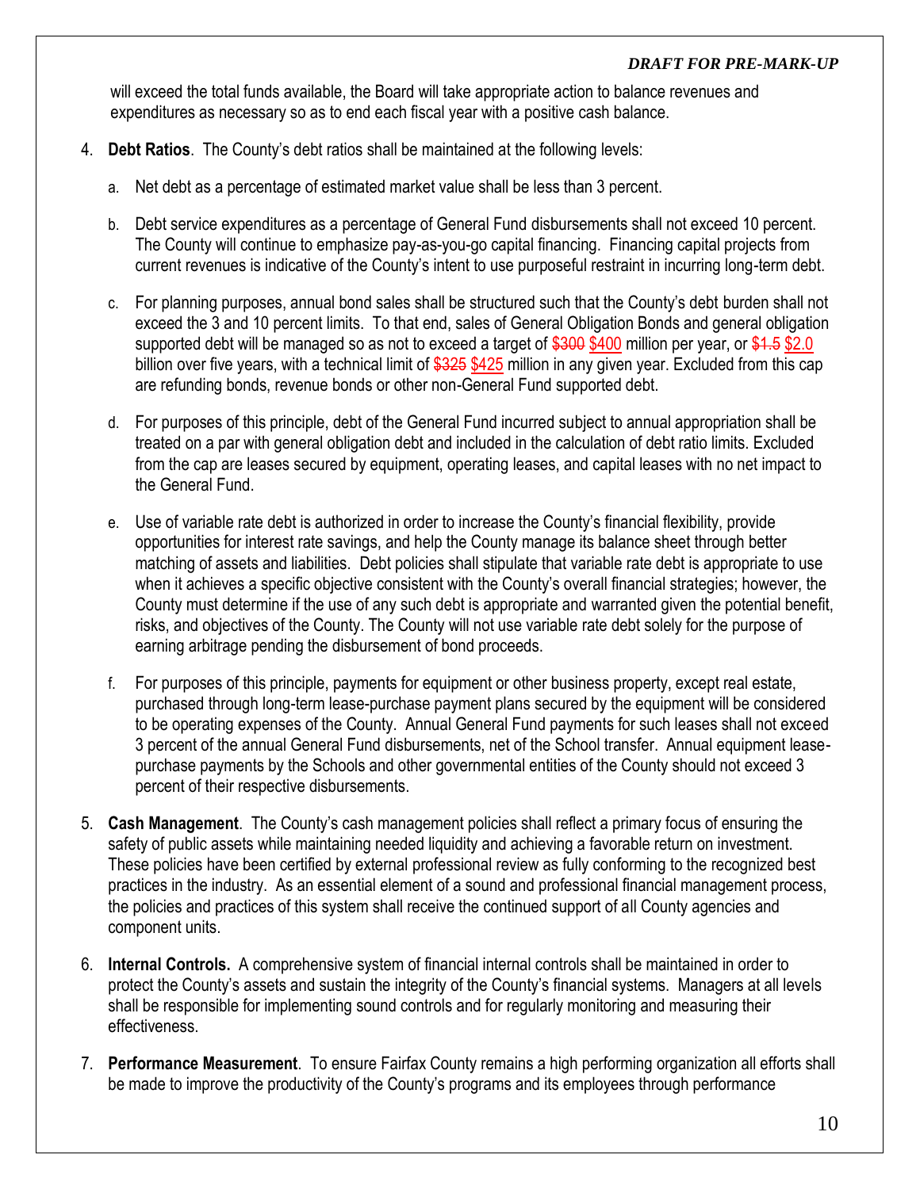will exceed the total funds available, the Board will take appropriate action to balance revenues and expenditures as necessary so as to end each fiscal year with a positive cash balance.

4. **Debt Ratios**. The County's debt ratios shall be maintained at the following levels:

   a. Net debt as a percentage of estimated market value shall be less than 3 percent.

   b. Debt service expenditures as a percentage of General Fund disbursements shall not exceed 10 percent. The County will continue to emphasize pay-as-you-go capital financing. Financing capital projects from current revenues is indicative of the County's intent to use purposeful restraint in incurring long-term debt.

   c. For planning purposes, annual bond sales shall be structured such that the County's debt burden shall not exceed the 3 and 10 percent limits. To that end, sales of General Obligation Bonds and general obligation supported debt will be managed so as not to exceed a target of ~~$300~~ $400 million per year, or ~~$1.5~~ $2.0 billion over five years, with a technical limit of ~~$325~~ $425 million in any given year. Excluded from this cap are refunding bonds, revenue bonds or other non-General Fund supported debt.

   d. For purposes of this principle, debt of the General Fund incurred subject to annual appropriation shall be treated on a par with general obligation debt and included in the calculation of debt ratio limits. Excluded from the cap are leases secured by equipment, operating leases, and capital leases with no net impact to the General Fund.

   e. Use of variable rate debt is authorized in order to increase the County's financial flexibility, provide opportunities for interest rate savings, and help the County manage its balance sheet through better matching of assets and liabilities. Debt policies shall stipulate that variable rate debt is appropriate to use when it achieves a specific objective consistent with the County's overall financial strategies; however, the County must determine if the use of any such debt is appropriate and warranted given the potential benefit, risks, and objectives of the County. The County will not use variable rate debt solely for the purpose of earning arbitrage pending the disbursement of bond proceeds.

   f. For purposes of this principle, payments for equipment or other business property, except real estate, purchased through long-term lease-purchase payment plans secured by the equipment will be considered to be operating expenses of the County. Annual General Fund payments for such leases shall not exceed 3 percent of the annual General Fund disbursements, net of the School transfer. Annual equipment lease-purchase payments by the Schools and other governmental entities of the County should not exceed 3 percent of their respective disbursements.

5. **Cash Management**. The County's cash management policies shall reflect a primary focus of ensuring the safety of public assets while maintaining needed liquidity and achieving a favorable return on investment. These policies have been certified by external professional review as fully conforming to the recognized best practices in the industry. As an essential element of a sound and professional financial management process, the policies and practices of this system shall receive the continued support of all County agencies and component units.

6. **Internal Controls.** A comprehensive system of financial internal controls shall be maintained in order to protect the County's assets and sustain the integrity of the County's financial systems. Managers at all levels shall be responsible for implementing sound controls and for regularly monitoring and measuring their effectiveness.

7. **Performance Measurement**. To ensure Fairfax County remains a high performing organization all efforts shall be made to improve the productivity of the County's programs and its employees through performance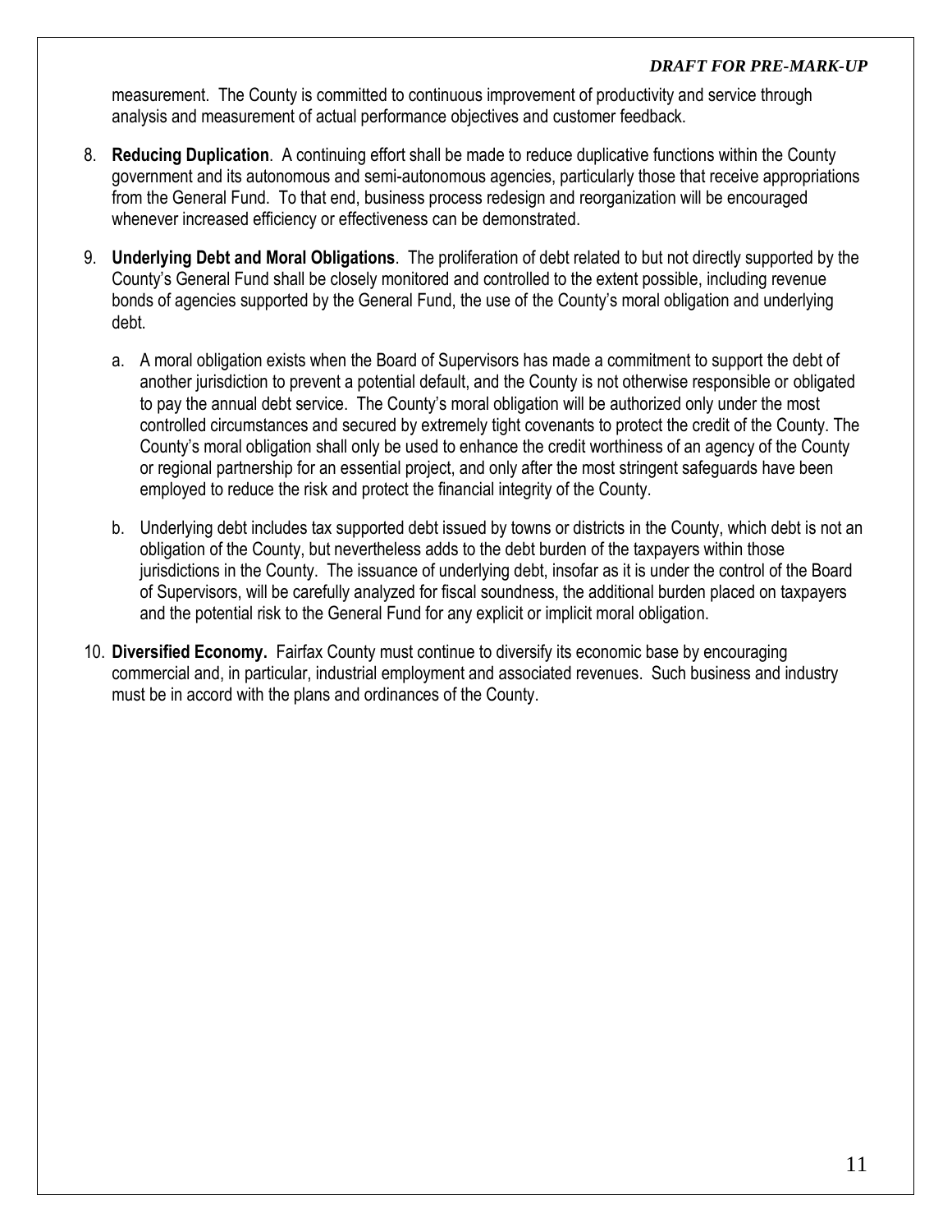measurement. The County is committed to continuous improvement of productivity and service through analysis and measurement of actual performance objectives and customer feedback.

8. **Reducing Duplication**. A continuing effort shall be made to reduce duplicative functions within the County government and its autonomous and semi-autonomous agencies, particularly those that receive appropriations from the General Fund. To that end, business process redesign and reorganization will be encouraged whenever increased efficiency or effectiveness can be demonstrated.

9. **Underlying Debt and Moral Obligations**. The proliferation of debt related to but not directly supported by the County's General Fund shall be closely monitored and controlled to the extent possible, including revenue bonds of agencies supported by the General Fund, the use of the County's moral obligation and underlying debt.

   a. A moral obligation exists when the Board of Supervisors has made a commitment to support the debt of another jurisdiction to prevent a potential default, and the County is not otherwise responsible or obligated to pay the annual debt service. The County's moral obligation will be authorized only under the most controlled circumstances and secured by extremely tight covenants to protect the credit of the County. The County's moral obligation shall only be used to enhance the credit worthiness of an agency of the County or regional partnership for an essential project, and only after the most stringent safeguards have been employed to reduce the risk and protect the financial integrity of the County.

   b. Underlying debt includes tax supported debt issued by towns or districts in the County, which debt is not an obligation of the County, but nevertheless adds to the debt burden of the taxpayers within those jurisdictions in the County. The issuance of underlying debt, insofar as it is under the control of the Board of Supervisors, will be carefully analyzed for fiscal soundness, the additional burden placed on taxpayers and the potential risk to the General Fund for any explicit or implicit moral obligation.

10. **Diversified Economy.** Fairfax County must continue to diversify its economic base by encouraging commercial and, in particular, industrial employment and associated revenues. Such business and industry must be in accord with the plans and ordinances of the County.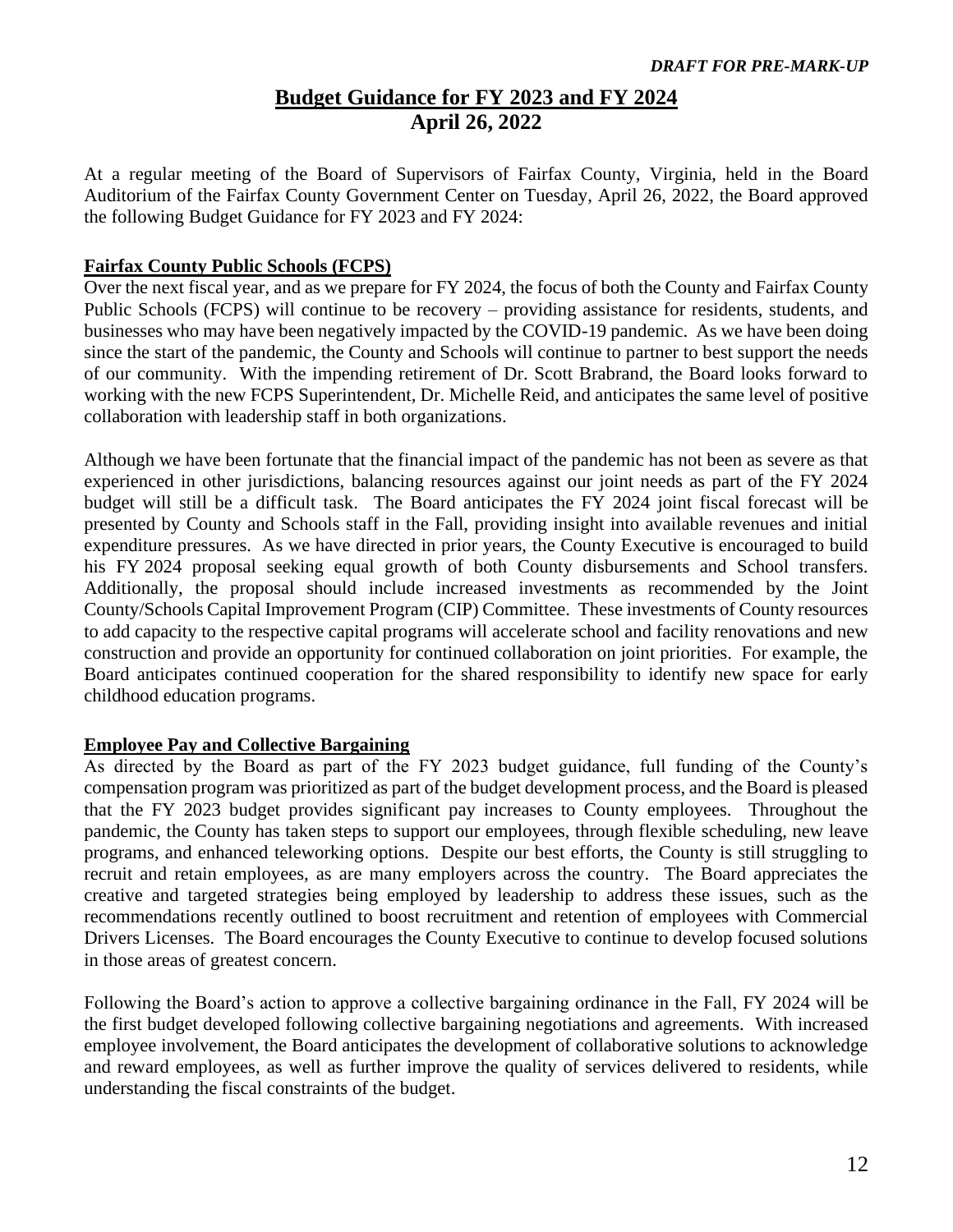*DRAFT FOR PRE-MARK-UP*

# Budget Guidance for FY 2023 and FY 2024
## April 26, 2022

At a regular meeting of the Board of Supervisors of Fairfax County, Virginia, held in the Board Auditorium of the Fairfax County Government Center on Tuesday, April 26, 2022, the Board approved the following Budget Guidance for FY 2023 and FY 2024:

### Fairfax County Public Schools (FCPS)

Over the next fiscal year, and as we prepare for FY 2024, the focus of both the County and Fairfax County Public Schools (FCPS) will continue to be recovery – providing assistance for residents, students, and businesses who may have been negatively impacted by the COVID-19 pandemic. As we have been doing since the start of the pandemic, the County and Schools will continue to partner to best support the needs of our community. With the impending retirement of Dr. Scott Brabrand, the Board looks forward to working with the new FCPS Superintendent, Dr. Michelle Reid, and anticipates the same level of positive collaboration with leadership staff in both organizations.

Although we have been fortunate that the financial impact of the pandemic has not been as severe as that experienced in other jurisdictions, balancing resources against our joint needs as part of the FY 2024 budget will still be a difficult task. The Board anticipates the FY 2024 joint fiscal forecast will be presented by County and Schools staff in the Fall, providing insight into available revenues and initial expenditure pressures. As we have directed in prior years, the County Executive is encouraged to build his FY 2024 proposal seeking equal growth of both County disbursements and School transfers. Additionally, the proposal should include increased investments as recommended by the Joint County/Schools Capital Improvement Program (CIP) Committee. These investments of County resources to add capacity to the respective capital programs will accelerate school and facility renovations and new construction and provide an opportunity for continued collaboration on joint priorities. For example, the Board anticipates continued cooperation for the shared responsibility to identify new space for early childhood education programs.

### Employee Pay and Collective Bargaining

As directed by the Board as part of the FY 2023 budget guidance, full funding of the County's compensation program was prioritized as part of the budget development process, and the Board is pleased that the FY 2023 budget provides significant pay increases to County employees. Throughout the pandemic, the County has taken steps to support our employees, through flexible scheduling, new leave programs, and enhanced teleworking options. Despite our best efforts, the County is still struggling to recruit and retain employees, as are many employers across the country. The Board appreciates the creative and targeted strategies being employed by leadership to address these issues, such as the recommendations recently outlined to boost recruitment and retention of employees with Commercial Drivers Licenses. The Board encourages the County Executive to continue to develop focused solutions in those areas of greatest concern.

Following the Board's action to approve a collective bargaining ordinance in the Fall, FY 2024 will be the first budget developed following collective bargaining negotiations and agreements. With increased employee involvement, the Board anticipates the development of collaborative solutions to acknowledge and reward employees, as well as further improve the quality of services delivered to residents, while understanding the fiscal constraints of the budget.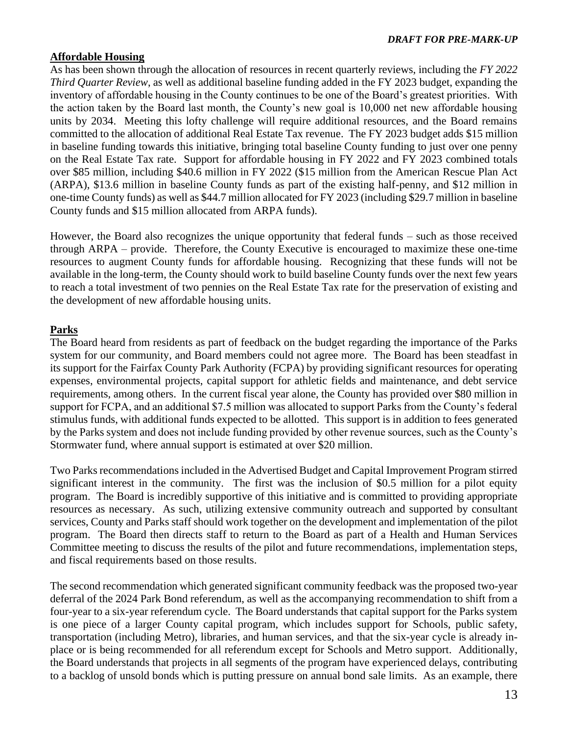## Affordable Housing

As has been shown through the allocation of resources in recent quarterly reviews, including the *FY 2022 Third Quarter Review*, as well as additional baseline funding added in the FY 2023 budget, expanding the inventory of affordable housing in the County continues to be one of the Board's greatest priorities. With the action taken by the Board last month, the County's new goal is 10,000 net new affordable housing units by 2034. Meeting this lofty challenge will require additional resources, and the Board remains committed to the allocation of additional Real Estate Tax revenue. The FY 2023 budget adds $15 million in baseline funding towards this initiative, bringing total baseline County funding to just over one penny on the Real Estate Tax rate. Support for affordable housing in FY 2022 and FY 2023 combined totals over $85 million, including $40.6 million in FY 2022 ($15 million from the American Rescue Plan Act (ARPA), $13.6 million in baseline County funds as part of the existing half-penny, and $12 million in one-time County funds) as well as $44.7 million allocated for FY 2023 (including $29.7 million in baseline County funds and $15 million allocated from ARPA funds).

However, the Board also recognizes the unique opportunity that federal funds – such as those received through ARPA – provide. Therefore, the County Executive is encouraged to maximize these one-time resources to augment County funds for affordable housing. Recognizing that these funds will not be available in the long-term, the County should work to build baseline County funds over the next few years to reach a total investment of two pennies on the Real Estate Tax rate for the preservation of existing and the development of new affordable housing units.

## Parks

The Board heard from residents as part of feedback on the budget regarding the importance of the Parks system for our community, and Board members could not agree more. The Board has been steadfast in its support for the Fairfax County Park Authority (FCPA) by providing significant resources for operating expenses, environmental projects, capital support for athletic fields and maintenance, and debt service requirements, among others. In the current fiscal year alone, the County has provided over $80 million in support for FCPA, and an additional $7.5 million was allocated to support Parks from the County's federal stimulus funds, with additional funds expected to be allotted. This support is in addition to fees generated by the Parks system and does not include funding provided by other revenue sources, such as the County's Stormwater fund, where annual support is estimated at over $20 million.

Two Parks recommendations included in the Advertised Budget and Capital Improvement Program stirred significant interest in the community. The first was the inclusion of $0.5 million for a pilot equity program. The Board is incredibly supportive of this initiative and is committed to providing appropriate resources as necessary. As such, utilizing extensive community outreach and supported by consultant services, County and Parks staff should work together on the development and implementation of the pilot program. The Board then directs staff to return to the Board as part of a Health and Human Services Committee meeting to discuss the results of the pilot and future recommendations, implementation steps, and fiscal requirements based on those results.

The second recommendation which generated significant community feedback was the proposed two-year deferral of the 2024 Park Bond referendum, as well as the accompanying recommendation to shift from a four-year to a six-year referendum cycle. The Board understands that capital support for the Parks system is one piece of a larger County capital program, which includes support for Schools, public safety, transportation (including Metro), libraries, and human services, and that the six-year cycle is already in-place or is being recommended for all referendum except for Schools and Metro support. Additionally, the Board understands that projects in all segments of the program have experienced delays, contributing to a backlog of unsold bonds which is putting pressure on annual bond sale limits. As an example, there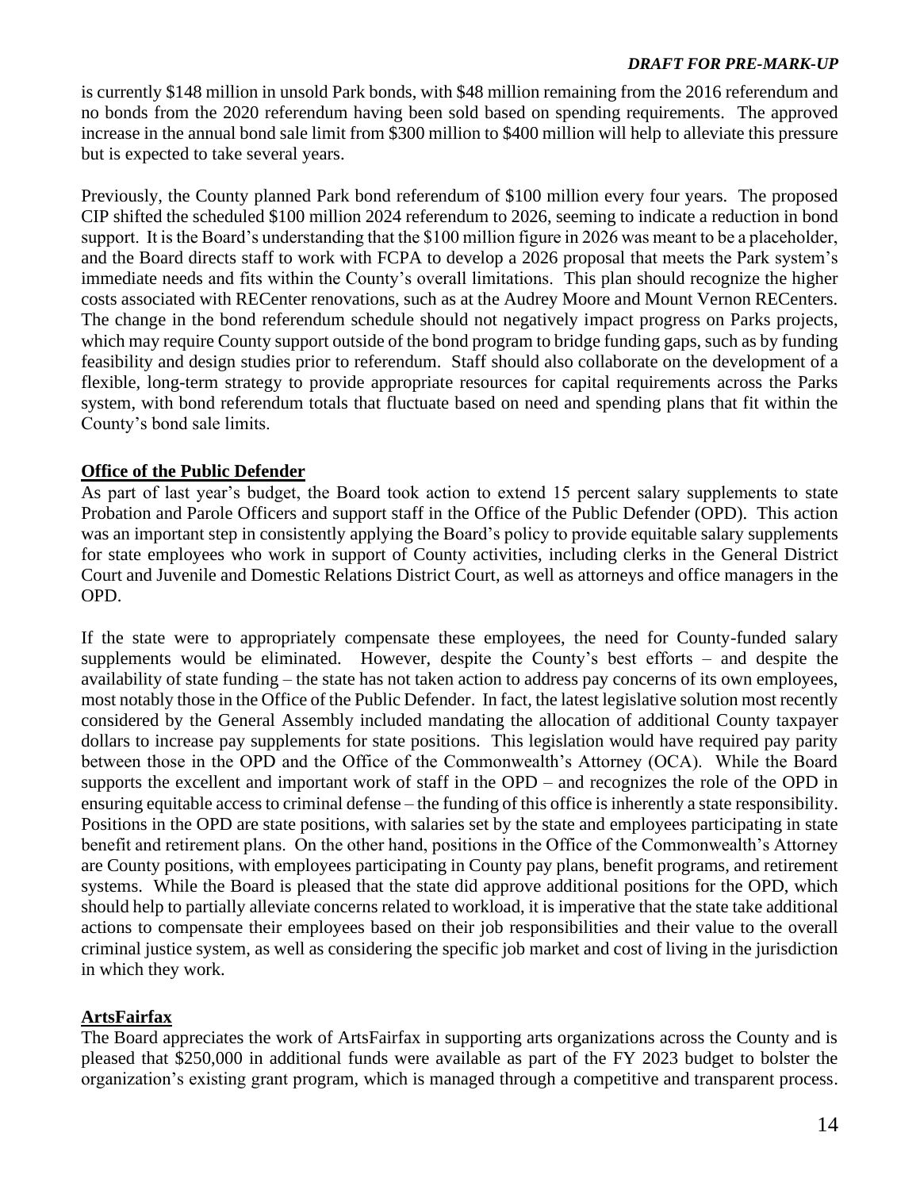is currently $148 million in unsold Park bonds, with $48 million remaining from the 2016 referendum and no bonds from the 2020 referendum having been sold based on spending requirements. The approved increase in the annual bond sale limit from $300 million to $400 million will help to alleviate this pressure but is expected to take several years.

Previously, the County planned Park bond referendum of $100 million every four years. The proposed CIP shifted the scheduled $100 million 2024 referendum to 2026, seeming to indicate a reduction in bond support. It is the Board's understanding that the $100 million figure in 2026 was meant to be a placeholder, and the Board directs staff to work with FCPA to develop a 2026 proposal that meets the Park system's immediate needs and fits within the County's overall limitations. This plan should recognize the higher costs associated with RECenter renovations, such as at the Audrey Moore and Mount Vernon RECenters. The change in the bond referendum schedule should not negatively impact progress on Parks projects, which may require County support outside of the bond program to bridge funding gaps, such as by funding feasibility and design studies prior to referendum. Staff should also collaborate on the development of a flexible, long-term strategy to provide appropriate resources for capital requirements across the Parks system, with bond referendum totals that fluctuate based on need and spending plans that fit within the County's bond sale limits.

**Office of the Public Defender**

As part of last year's budget, the Board took action to extend 15 percent salary supplements to state Probation and Parole Officers and support staff in the Office of the Public Defender (OPD). This action was an important step in consistently applying the Board's policy to provide equitable salary supplements for state employees who work in support of County activities, including clerks in the General District Court and Juvenile and Domestic Relations District Court, as well as attorneys and office managers in the OPD.

If the state were to appropriately compensate these employees, the need for County-funded salary supplements would be eliminated. However, despite the County's best efforts – and despite the availability of state funding – the state has not taken action to address pay concerns of its own employees, most notably those in the Office of the Public Defender. In fact, the latest legislative solution most recently considered by the General Assembly included mandating the allocation of additional County taxpayer dollars to increase pay supplements for state positions. This legislation would have required pay parity between those in the OPD and the Office of the Commonwealth's Attorney (OCA). While the Board supports the excellent and important work of staff in the OPD – and recognizes the role of the OPD in ensuring equitable access to criminal defense – the funding of this office is inherently a state responsibility. Positions in the OPD are state positions, with salaries set by the state and employees participating in state benefit and retirement plans. On the other hand, positions in the Office of the Commonwealth's Attorney are County positions, with employees participating in County pay plans, benefit programs, and retirement systems. While the Board is pleased that the state did approve additional positions for the OPD, which should help to partially alleviate concerns related to workload, it is imperative that the state take additional actions to compensate their employees based on their job responsibilities and their value to the overall criminal justice system, as well as considering the specific job market and cost of living in the jurisdiction in which they work.

**ArtsFairfax**

The Board appreciates the work of ArtsFairfax in supporting arts organizations across the County and is pleased that $250,000 in additional funds were available as part of the FY 2023 budget to bolster the organization's existing grant program, which is managed through a competitive and transparent process.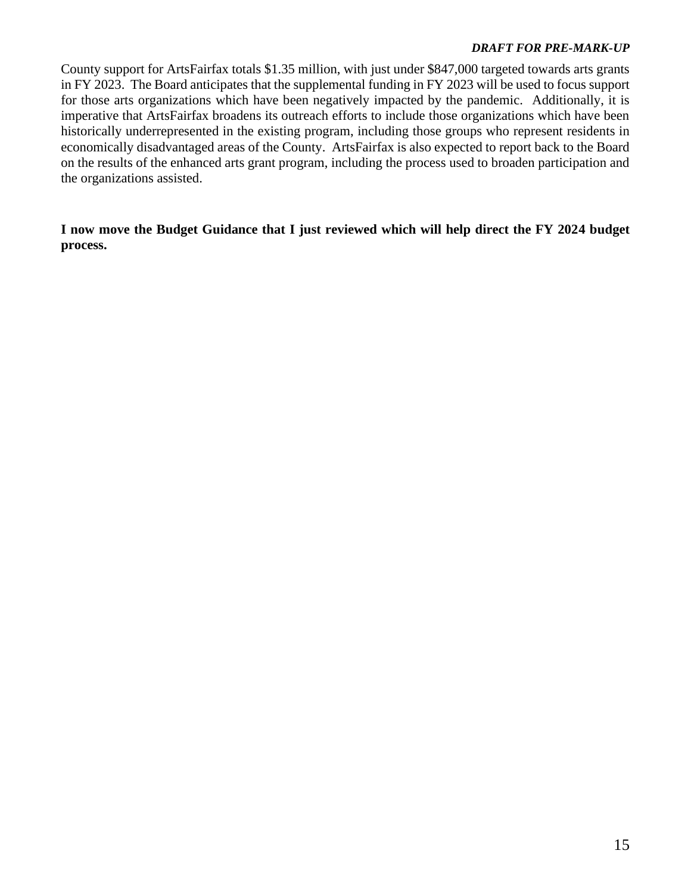County support for ArtsFairfax totals $1.35 million, with just under $847,000 targeted towards arts grants in FY 2023. The Board anticipates that the supplemental funding in FY 2023 will be used to focus support for those arts organizations which have been negatively impacted by the pandemic. Additionally, it is imperative that ArtsFairfax broadens its outreach efforts to include those organizations which have been historically underrepresented in the existing program, including those groups who represent residents in economically disadvantaged areas of the County. ArtsFairfax is also expected to report back to the Board on the results of the enhanced arts grant program, including the process used to broaden participation and the organizations assisted.

**I now move the Budget Guidance that I just reviewed which will help direct the FY 2024 budget process.**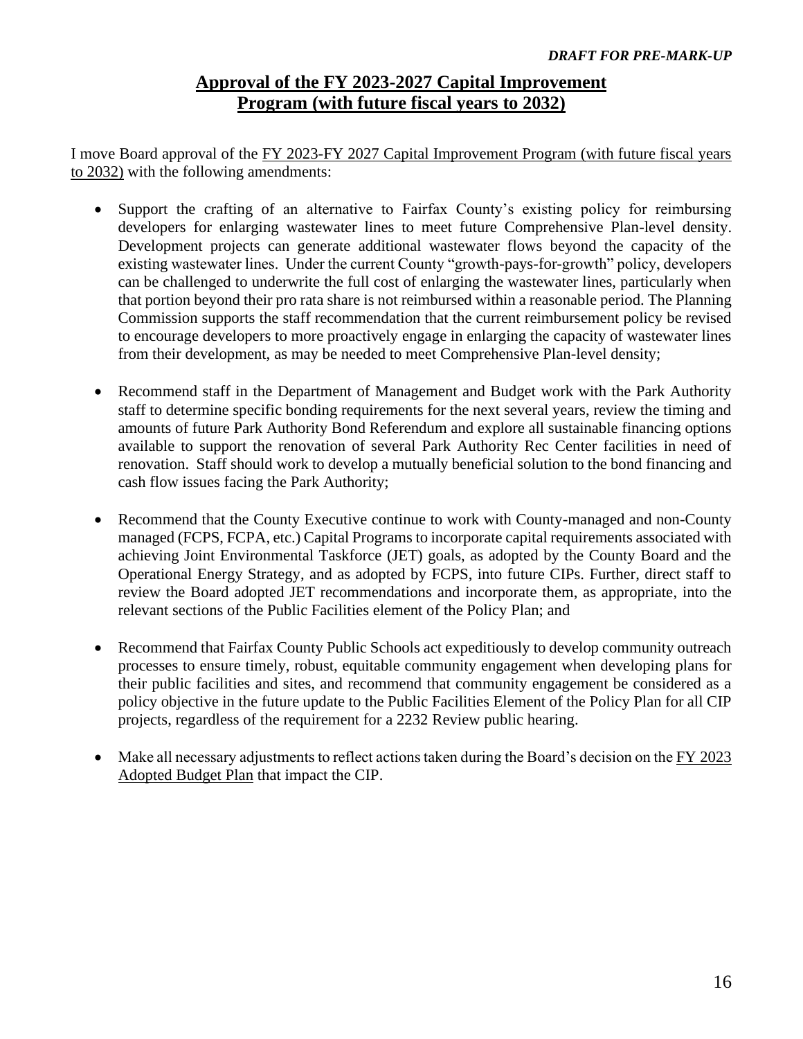*DRAFT FOR PRE-MARK-UP*

# Approval of the FY 2023-2027 Capital Improvement Program (with future fiscal years to 2032)

I move Board approval of the FY 2023-FY 2027 Capital Improvement Program (with future fiscal years to 2032) with the following amendments:

- Support the crafting of an alternative to Fairfax County's existing policy for reimbursing developers for enlarging wastewater lines to meet future Comprehensive Plan-level density. Development projects can generate additional wastewater flows beyond the capacity of the existing wastewater lines. Under the current County "growth-pays-for-growth" policy, developers can be challenged to underwrite the full cost of enlarging the wastewater lines, particularly when that portion beyond their pro rata share is not reimbursed within a reasonable period. The Planning Commission supports the staff recommendation that the current reimbursement policy be revised to encourage developers to more proactively engage in enlarging the capacity of wastewater lines from their development, as may be needed to meet Comprehensive Plan-level density;

- Recommend staff in the Department of Management and Budget work with the Park Authority staff to determine specific bonding requirements for the next several years, review the timing and amounts of future Park Authority Bond Referendum and explore all sustainable financing options available to support the renovation of several Park Authority Rec Center facilities in need of renovation. Staff should work to develop a mutually beneficial solution to the bond financing and cash flow issues facing the Park Authority;

- Recommend that the County Executive continue to work with County-managed and non-County managed (FCPS, FCPA, etc.) Capital Programs to incorporate capital requirements associated with achieving Joint Environmental Taskforce (JET) goals, as adopted by the County Board and the Operational Energy Strategy, and as adopted by FCPS, into future CIPs. Further, direct staff to review the Board adopted JET recommendations and incorporate them, as appropriate, into the relevant sections of the Public Facilities element of the Policy Plan; and

- Recommend that Fairfax County Public Schools act expeditiously to develop community outreach processes to ensure timely, robust, equitable community engagement when developing plans for their public facilities and sites, and recommend that community engagement be considered as a policy objective in the future update to the Public Facilities Element of the Policy Plan for all CIP projects, regardless of the requirement for a 2232 Review public hearing.

- Make all necessary adjustments to reflect actions taken during the Board's decision on the FY 2023 Adopted Budget Plan that impact the CIP.